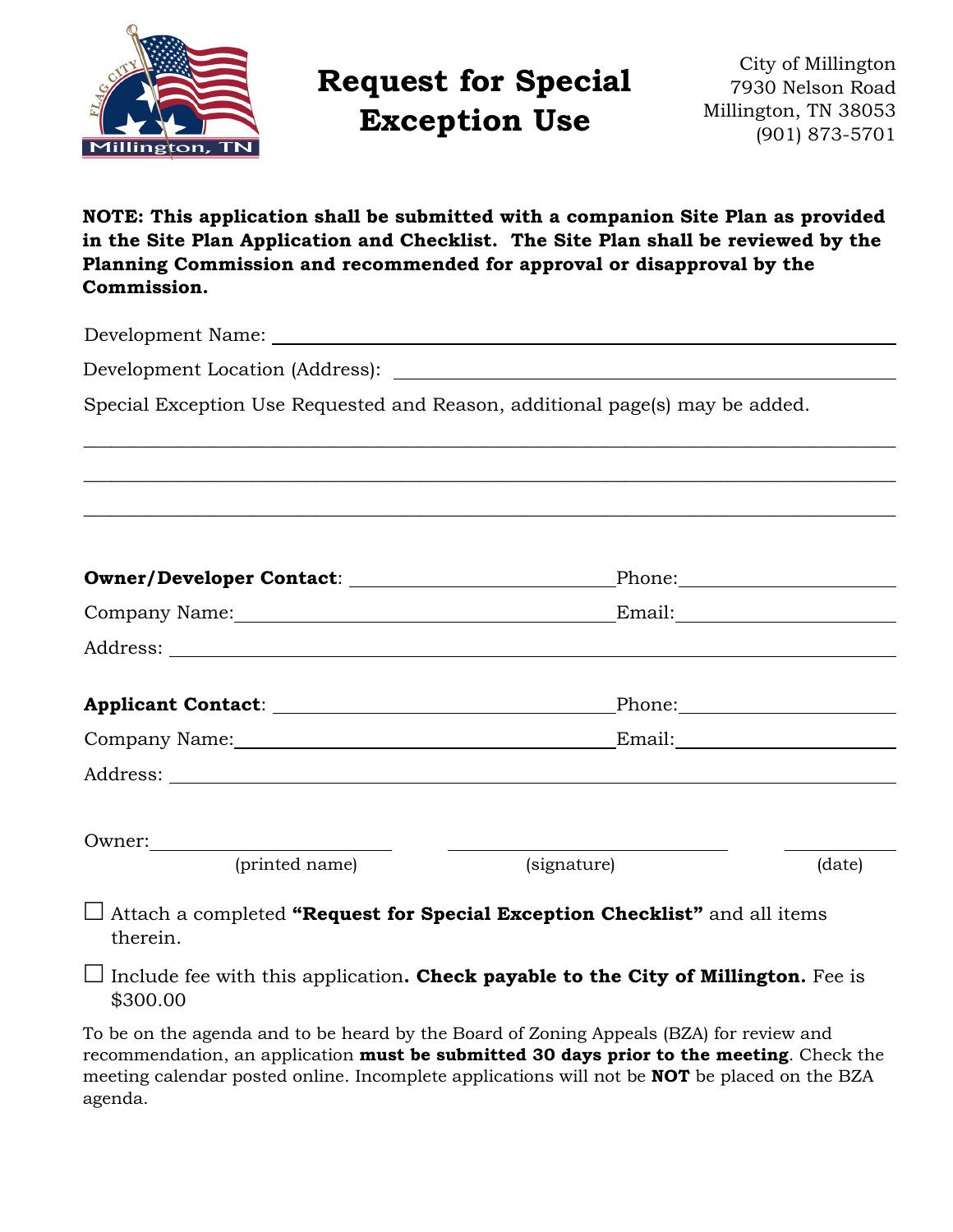# Request for Special Exception Use

City of Millington
7930 Nelson Road
Millington, TN 38053
(901) 873-5701

**NOTE: This application shall be submitted with a companion Site Plan as provided in the Site Plan Application and Checklist. The Site Plan shall be reviewed by the Planning Commission and recommended for approval or disapproval by the Commission.**

Development Name: ______________________________________________

Development Location (Address): ______________________________________

Special Exception Use Requested and Reason, additional page(s) may be added.

_______________________________________________________________________

_______________________________________________________________________

_______________________________________________________________________

**Owner/Developer Contact**: ____________________ Phone: ________________

Company Name: ____________________________ Email: ________________

Address: ____________________________________________________________

**Applicant Contact**: ____________________________ Phone: ________________

Company Name: ____________________________ Email: ________________

Address: ____________________________________________________________

Owner: ____________________ ________________________ ____________
(printed name) (signature) (date)

☐ Attach a completed **"Request for Special Exception Checklist"** and all items therein.

☐ Include fee with this application**. Check payable to the City of Millington.** Fee is $300.00

To be on the agenda and to be heard by the Board of Zoning Appeals (BZA) for review and recommendation, an application **must be submitted 30 days prior to the meeting**. Check the meeting calendar posted online. Incomplete applications will not be **NOT** be placed on the BZA agenda.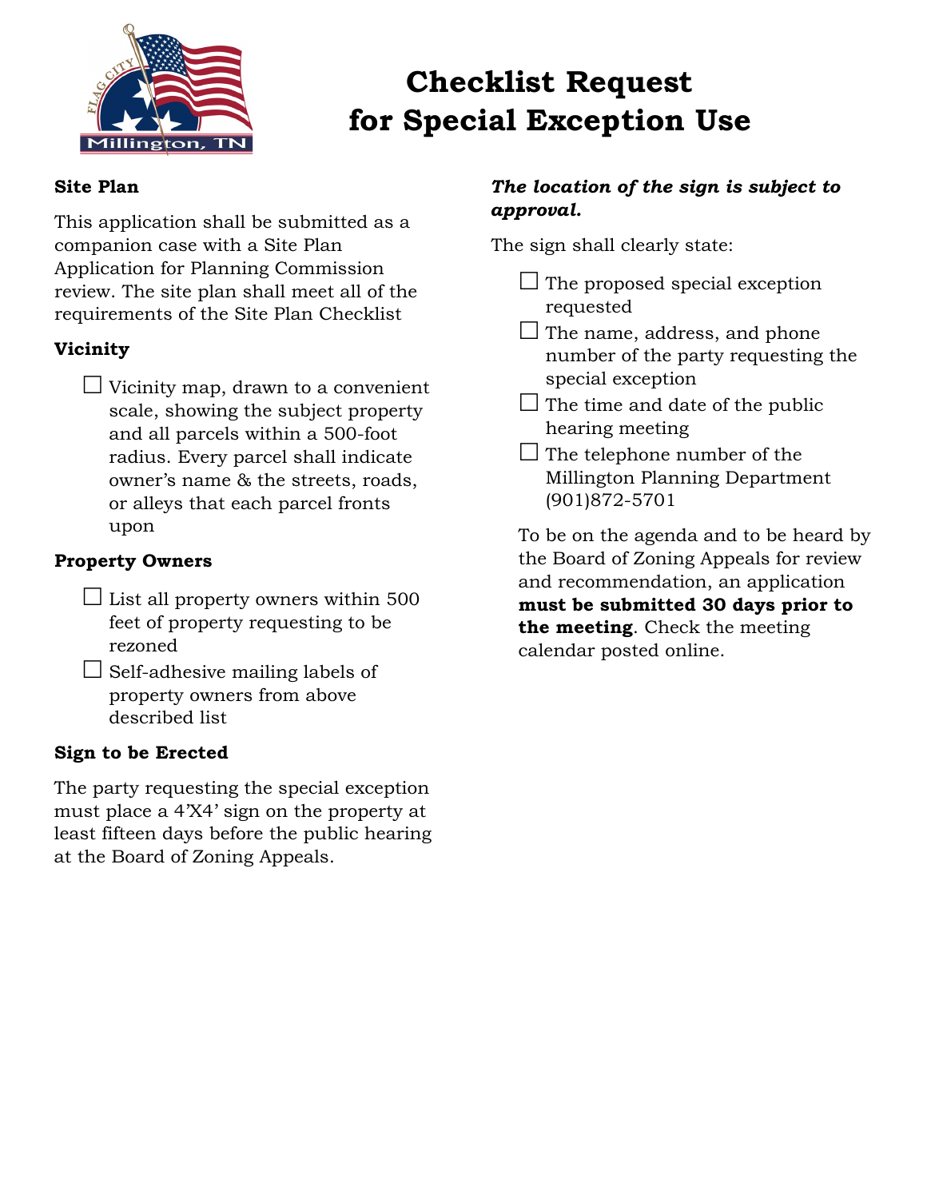# Checklist Request for Special Exception Use

### Site Plan

This application shall be submitted as a companion case with a Site Plan Application for Planning Commission review. The site plan shall meet all of the requirements of the Site Plan Checklist

### Vicinity

- ☐ Vicinity map, drawn to a convenient scale, showing the subject property and all parcels within a 500-foot radius. Every parcel shall indicate owner's name & the streets, roads, or alleys that each parcel fronts upon

### Property Owners

- ☐ List all property owners within 500 feet of property requesting to be rezoned
- ☐ Self-adhesive mailing labels of property owners from above described list

### Sign to be Erected

The party requesting the special exception must place a 4'X4' sign on the property at least fifteen days before the public hearing at the Board of Zoning Appeals.

***The location of the sign is subject to approval.***

The sign shall clearly state:

- ☐ The proposed special exception requested
- ☐ The name, address, and phone number of the party requesting the special exception
- ☐ The time and date of the public hearing meeting
- ☐ The telephone number of the Millington Planning Department (901)872-5701

To be on the agenda and to be heard by the Board of Zoning Appeals for review and recommendation, an application **must be submitted 30 days prior to the meeting**. Check the meeting calendar posted online.